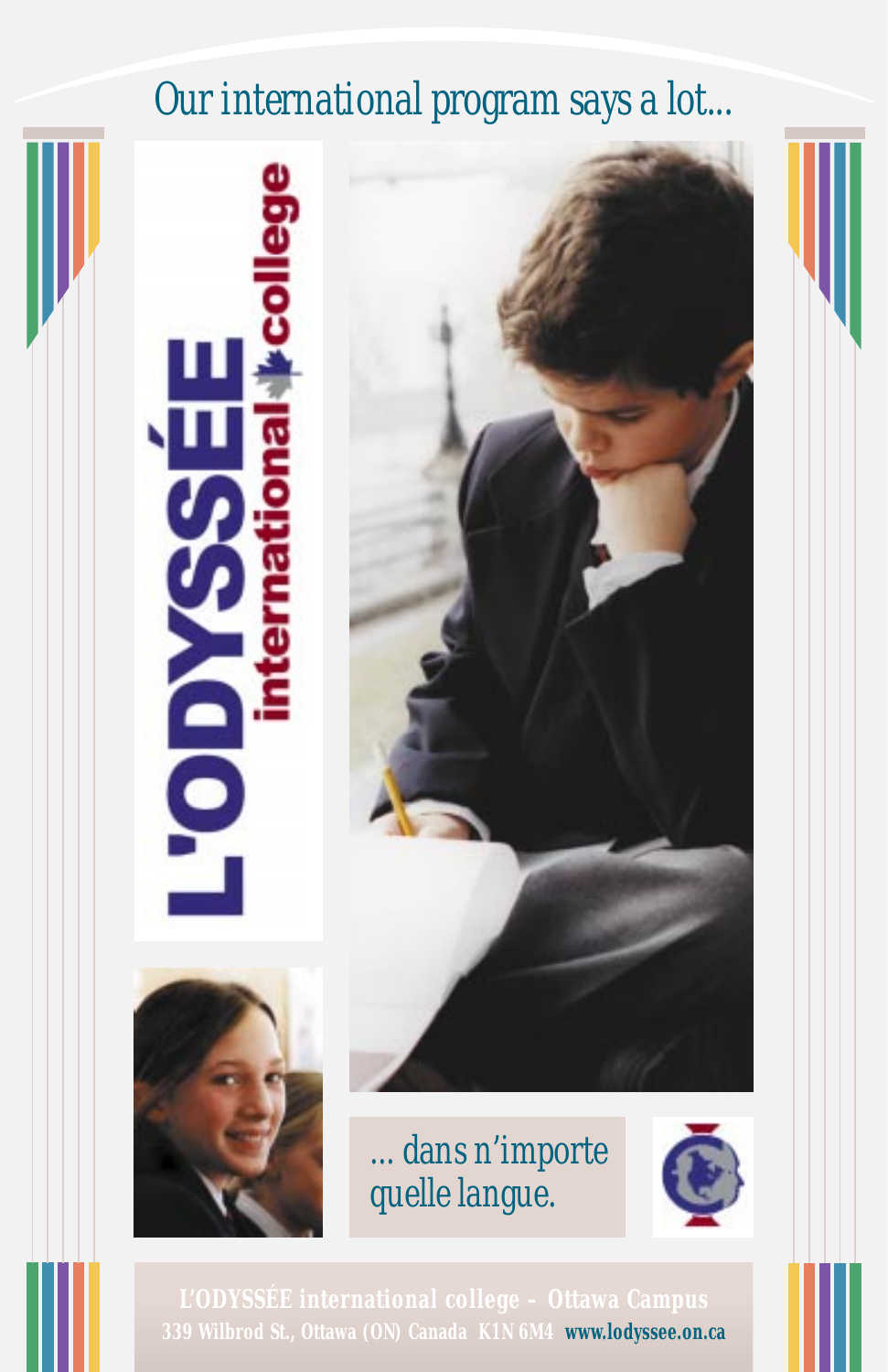# Our international program says a lot...

L'ODYSSÉE international college

... dans n'importe quelle langue.

**L'ODYSSÉE international college – Ottawa Campus**

339 Wilbrod St., Ottawa (ON) Canada K1N 6M4 www.lodyssee.on.ca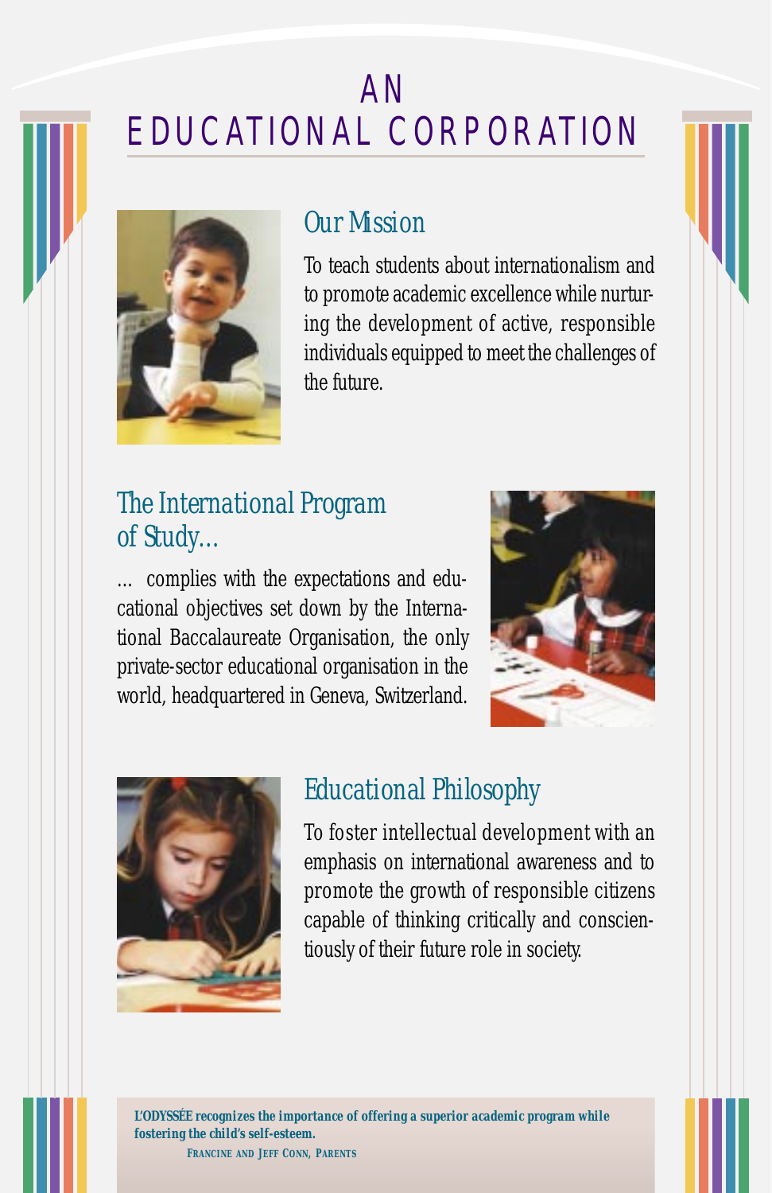# AN EDUCATIONAL CORPORATION

## Our Mission

To teach students about internationalism and to promote academic excellence while nurturing the development of active, responsible individuals equipped to meet the challenges of the future.

## The International Program of Study…

… complies with the expectations and educational objectives set down by the International Baccalaureate Organisation, the only private-sector educational organisation in the world, headquartered in Geneva, Switzerland.

## Educational Philosophy

To foster intellectual development with an emphasis on international awareness and to promote the growth of responsible citizens capable of thinking critically and conscientiously of their future role in society.

**L'ODYSSÉE recognizes the importance of offering a superior academic program while fostering the child's self-esteem.**

**FRANCINE AND JEFF CONN, PARENTS**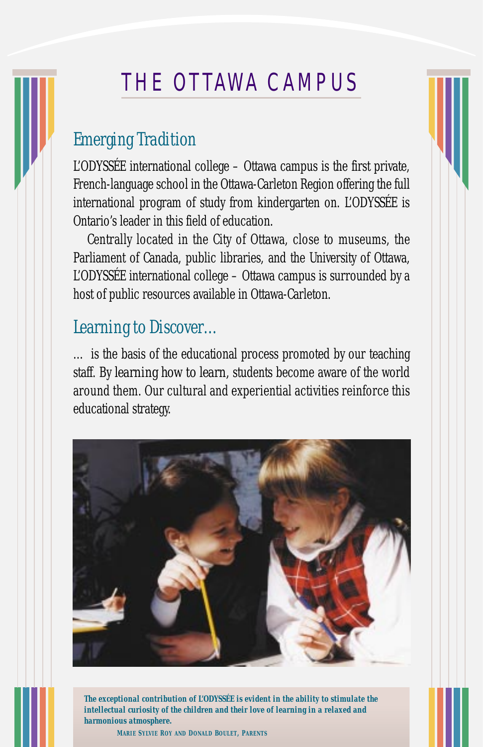# THE OTTAWA CAMPUS

## Emerging Tradition

L'ODYSSÉE international college – Ottawa campus is the first private, French-language school in the Ottawa-Carleton Region offering the full international program of study from kindergarten on. L'ODYSSÉE is Ontario's leader in this field of education.

Centrally located in the City of Ottawa, close to museums, the Parliament of Canada, public libraries, and the University of Ottawa, L'ODYSSÉE international college – Ottawa campus is surrounded by a host of public resources available in Ottawa-Carleton.

## Learning to Discover...

... is the basis of the educational process promoted by our teaching staff. By learning how to learn, students become aware of the world around them. Our cultural and experiential activities reinforce this educational strategy.

**The exceptional contribution of L'ODYSSÉE is evident in the ability to stimulate the intellectual curiosity of the children and their love of learning in a relaxed and harmonious atmosphere.**

MARIE SYLVIE ROY AND DONALD BOULET, PARENTS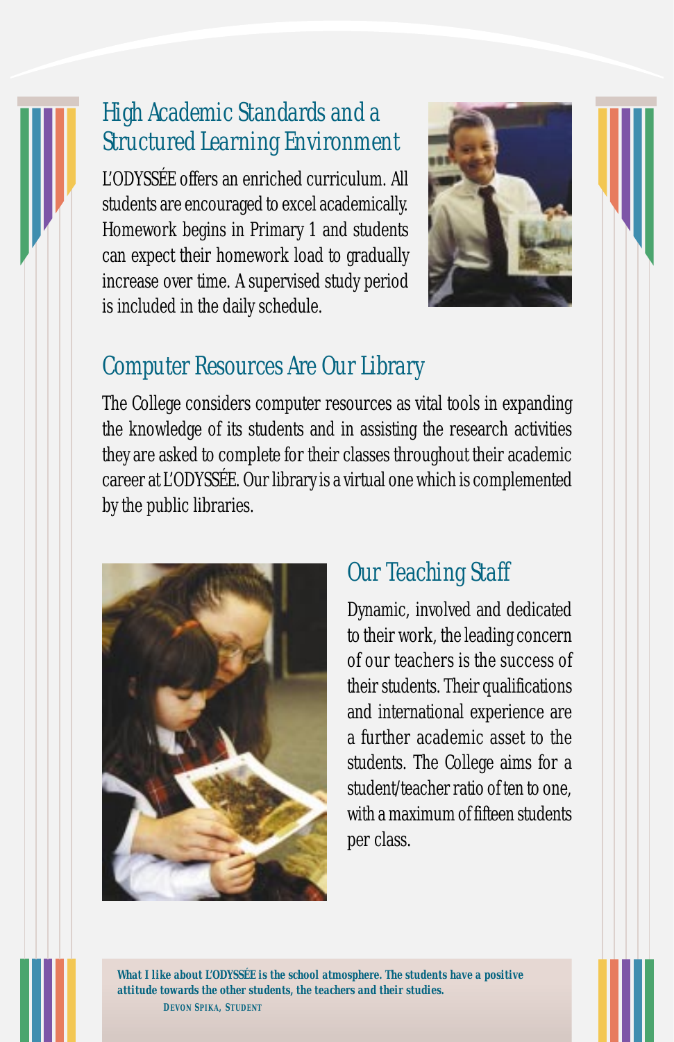## High Academic Standards and a Structured Learning Environment

L'ODYSSÉE offers an enriched curriculum. All students are encouraged to excel academically. Homework begins in Primary 1 and students can expect their homework load to gradually increase over time. A supervised study period is included in the daily schedule.

## Computer Resources Are Our Library

The College considers computer resources as vital tools in expanding the knowledge of its students and in assisting the research activities they are asked to complete for their classes throughout their academic career at L'ODYSSÉE. Our library is a virtual one which is complemented by the public libraries.

## Our Teaching Staff

Dynamic, involved and dedicated to their work, the leading concern of our teachers is the success of their students. Their qualifications and international experience are a further academic asset to the students. The College aims for a student/teacher ratio of ten to one, with a maximum of fifteen students per class.

**What I like about L'ODYSSÉE is the school atmosphere. The students have a positive attitude towards the other students, the teachers and their studies.**

**DEVON SPIKA, STUDENT**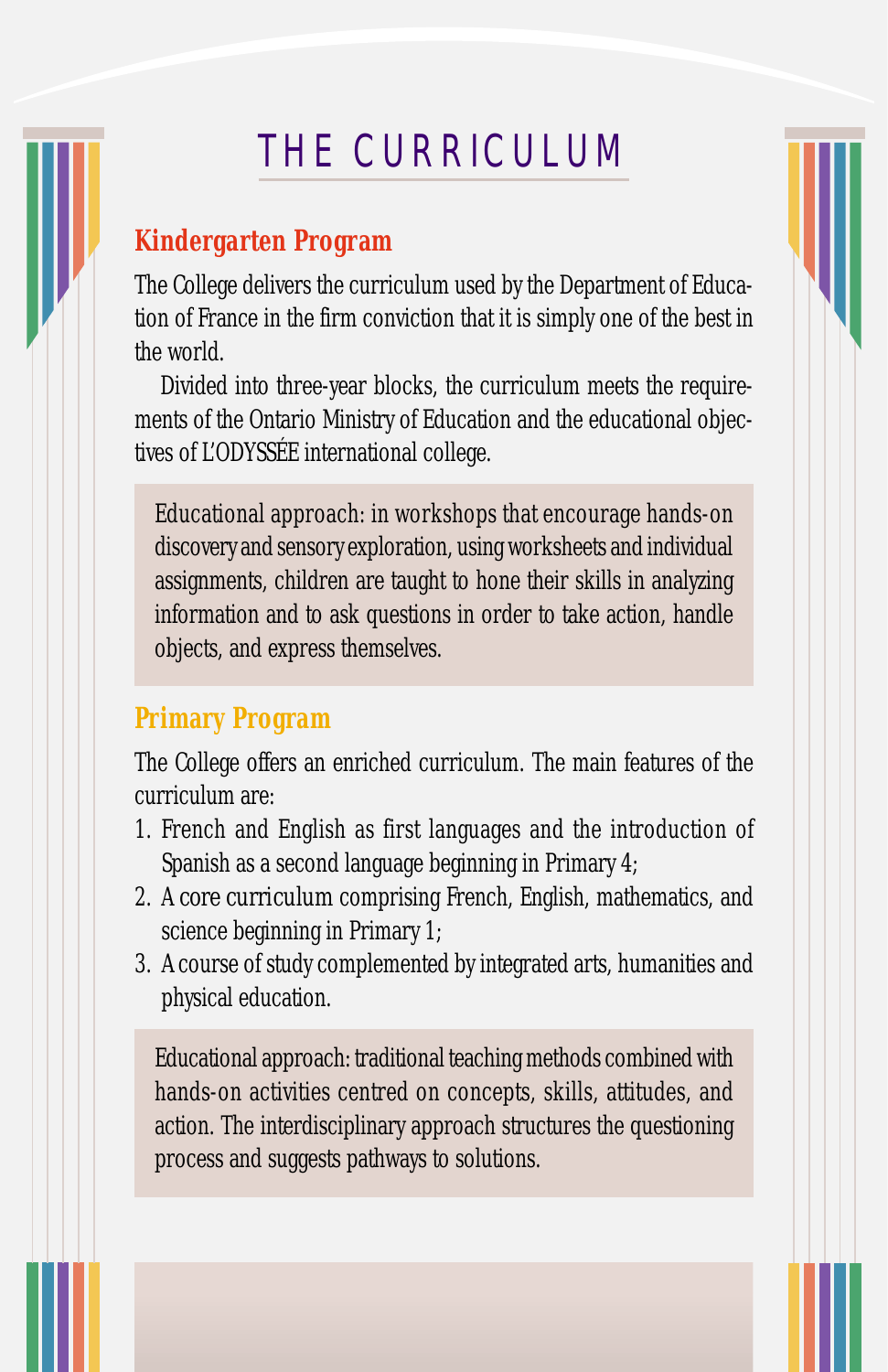# THE CURRICULUM

## Kindergarten Program

The College delivers the curriculum used by the Department of Education of France in the firm conviction that it is simply one of the best in the world.

Divided into three-year blocks, the curriculum meets the requirements of the Ontario Ministry of Education and the educational objectives of L'ODYSSÉE international college.

Educational approach: in workshops that encourage hands-on discovery and sensory exploration, using worksheets and individual assignments, children are taught to hone their skills in analyzing information and to ask questions in order to take action, handle objects, and express themselves.

## Primary Program

The College offers an enriched curriculum. The main features of the curriculum are:

1. French and English as first languages and the introduction of Spanish as a second language beginning in Primary 4;
2. A core curriculum comprising French, English, mathematics, and science beginning in Primary 1;
3. A course of study complemented by integrated arts, humanities and physical education.

Educational approach: traditional teaching methods combined with hands-on activities centred on concepts, skills, attitudes, and action. The interdisciplinary approach structures the questioning process and suggests pathways to solutions.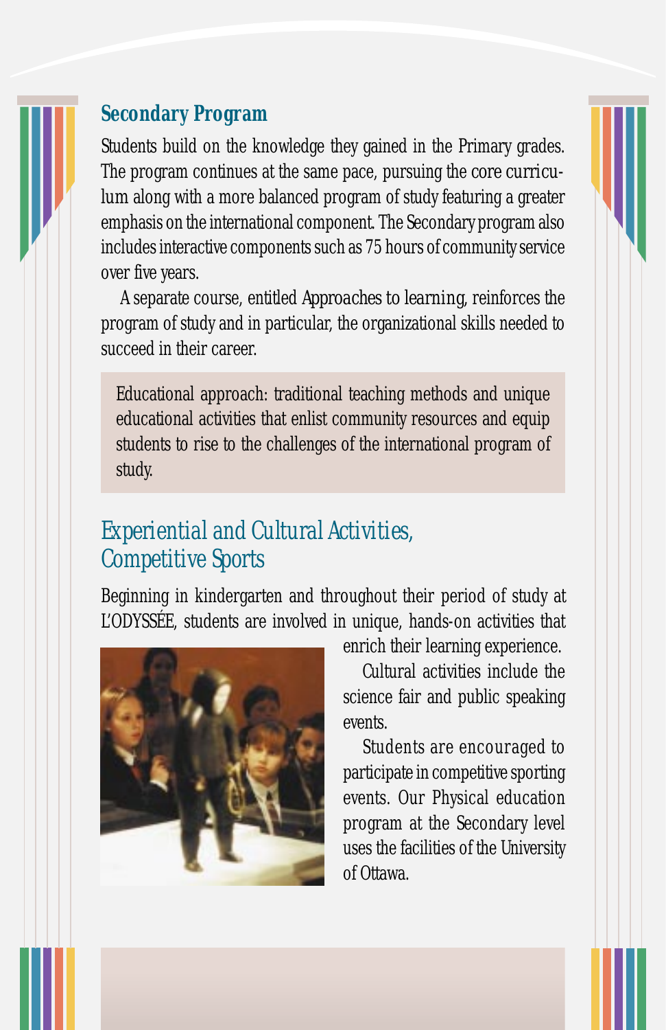## Secondary Program

Students build on the knowledge they gained in the Primary grades. The program continues at the same pace, pursuing the core curriculum along with a more balanced program of study featuring a greater emphasis on the international component. The Secondary program also includes interactive components such as 75 hours of community service over five years.

A separate course, entitled Approaches to learning, reinforces the program of study and in particular, the organizational skills needed to succeed in their career.

> Educational approach: traditional teaching methods and unique educational activities that enlist community resources and equip students to rise to the challenges of the international program of study.

## Experiential and Cultural Activities, Competitive Sports

Beginning in kindergarten and throughout their period of study at L'ODYSSÉE, students are involved in unique, hands-on activities that enrich their learning experience.

Cultural activities include the science fair and public speaking events.

Students are encouraged to participate in competitive sporting events. Our Physical education program at the Secondary level uses the facilities of the University of Ottawa.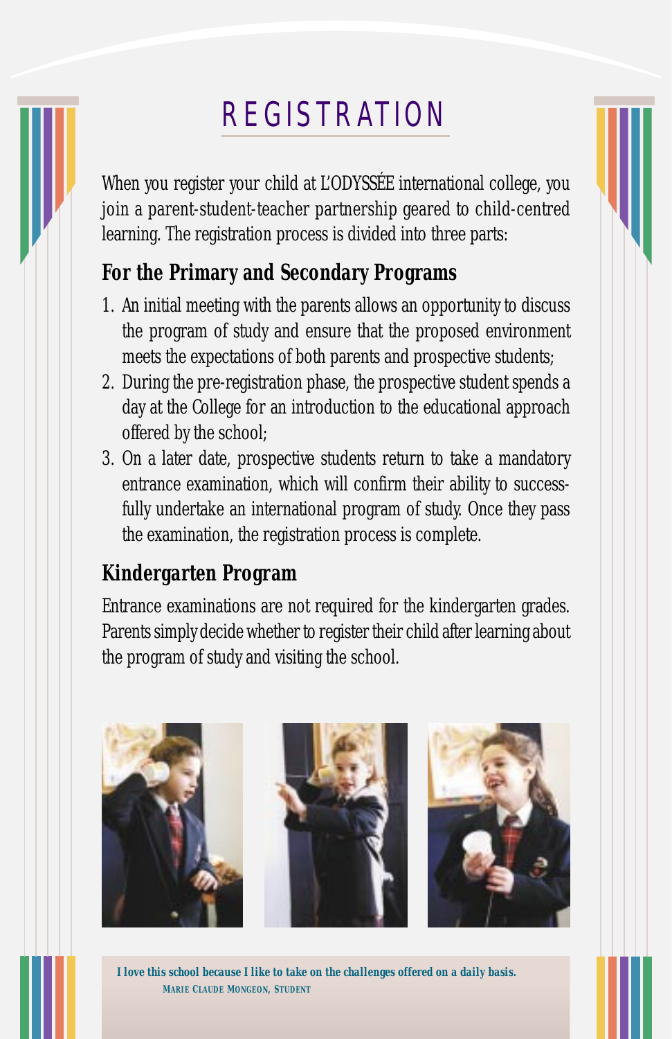# REGISTRATION

When you register your child at L'ODYSSÉE international college, you join a parent-student-teacher partnership geared to child-centred learning. The registration process is divided into three parts:

## For the Primary and Secondary Programs

1. An initial meeting with the parents allows an opportunity to discuss the program of study and ensure that the proposed environment meets the expectations of both parents and prospective students;
2. During the pre-registration phase, the prospective student spends a day at the College for an introduction to the educational approach offered by the school;
3. On a later date, prospective students return to take a mandatory entrance examination, which will confirm their ability to successfully undertake an international program of study. Once they pass the examination, the registration process is complete.

## Kindergarten Program

Entrance examinations are not required for the kindergarten grades. Parents simply decide whether to register their child after learning about the program of study and visiting the school.

**I love this school because I like to take on the challenges offered on a daily basis.**
MARIE CLAUDE MONGEON, STUDENT